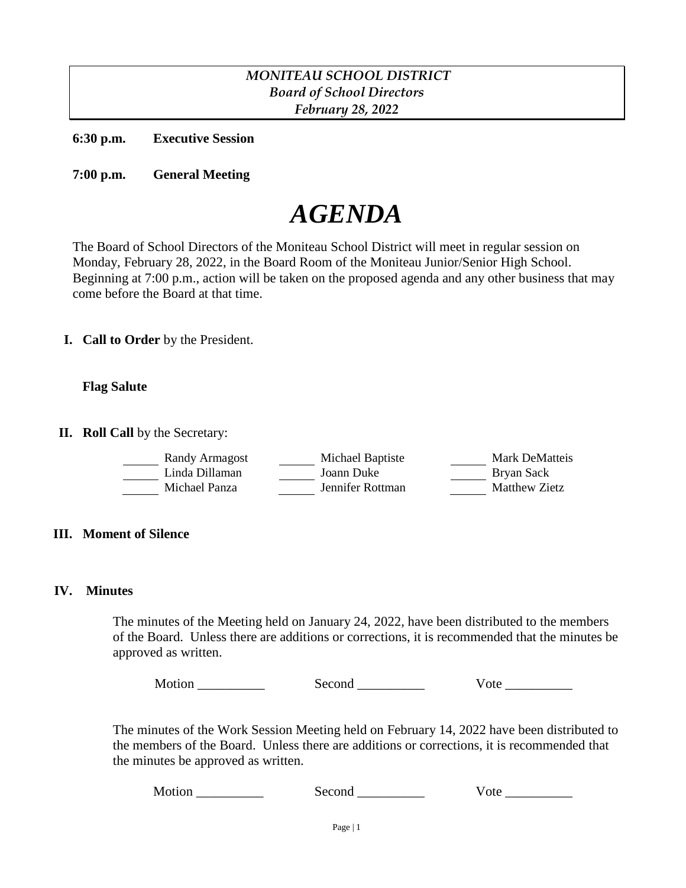*MONITEAU SCHOOL DISTRICT*
*Board of School Directors*
*February 28, 2022*

**6:30 p.m.** **Executive Session**

**7:00 p.m.** **General Meeting**

# *AGENDA*

The Board of School Directors of the Moniteau School District will meet in regular session on Monday, February 28, 2022, in the Board Room of the Moniteau Junior/Senior High School. Beginning at 7:00 p.m., action will be taken on the proposed agenda and any other business that may come before the Board at that time.

**I. Call to Order** by the President.

**Flag Salute**

**II. Roll Call** by the Secretary:

| | | |
|---|---|---|
| ______ Randy Armagost | ______ Michael Baptiste | ______ Mark DeMatteis |
| ______ Linda Dillaman | ______ Joann Duke | ______ Bryan Sack |
| ______ Michael Panza | ______ Jennifer Rottman | ______ Matthew Zietz |

**III. Moment of Silence**

**IV. Minutes**

The minutes of the Meeting held on January 24, 2022, have been distributed to the members of the Board. Unless there are additions or corrections, it is recommended that the minutes be approved as written.

Motion __________ Second __________ Vote __________

The minutes of the Work Session Meeting held on February 14, 2022 have been distributed to the members of the Board. Unless there are additions or corrections, it is recommended that the minutes be approved as written.

Motion __________ Second __________ Vote __________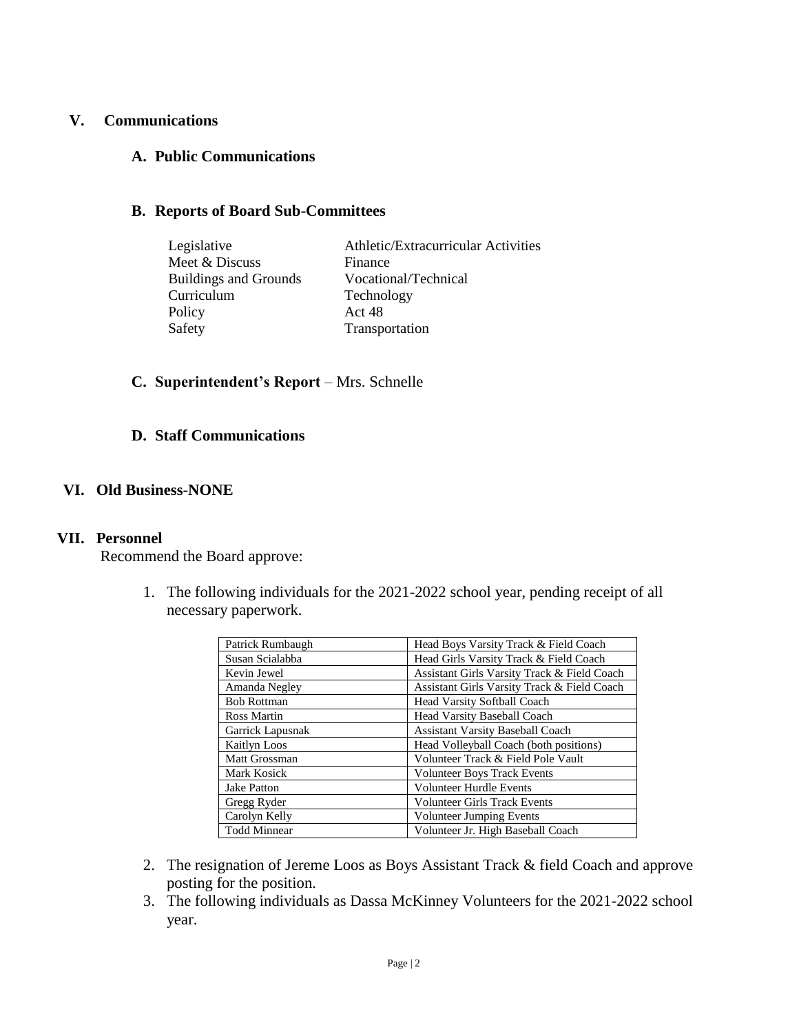## V. Communications

### A. Public Communications

### B. Reports of Board Sub-Committees

| | |
|---|---|
| Legislative | Athletic/Extracurricular Activities |
| Meet & Discuss | Finance |
| Buildings and Grounds | Vocational/Technical |
| Curriculum | Technology |
| Policy | Act 48 |
| Safety | Transportation |

### C. Superintendent's Report – Mrs. Schnelle

### D. Staff Communications

## VI. Old Business-NONE

## VII. Personnel

Recommend the Board approve:

1. The following individuals for the 2021-2022 school year, pending receipt of all necessary paperwork.

| | |
|---|---|
| Patrick Rumbaugh | Head Boys Varsity Track & Field Coach |
| Susan Scialabba | Head Girls Varsity Track & Field Coach |
| Kevin Jewel | Assistant Girls Varsity Track & Field Coach |
| Amanda Negley | Assistant Girls Varsity Track & Field Coach |
| Bob Rottman | Head Varsity Softball Coach |
| Ross Martin | Head Varsity Baseball Coach |
| Garrick Lapusnak | Assistant Varsity Baseball Coach |
| Kaitlyn Loos | Head Volleyball Coach (both positions) |
| Matt Grossman | Volunteer Track & Field Pole Vault |
| Mark Kosick | Volunteer Boys Track Events |
| Jake Patton | Volunteer Hurdle Events |
| Gregg Ryder | Volunteer Girls Track Events |
| Carolyn Kelly | Volunteer Jumping Events |
| Todd Minnear | Volunteer Jr. High Baseball Coach |

2. The resignation of Jereme Loos as Boys Assistant Track & field Coach and approve posting for the position.
3. The following individuals as Dassa McKinney Volunteers for the 2021-2022 school year.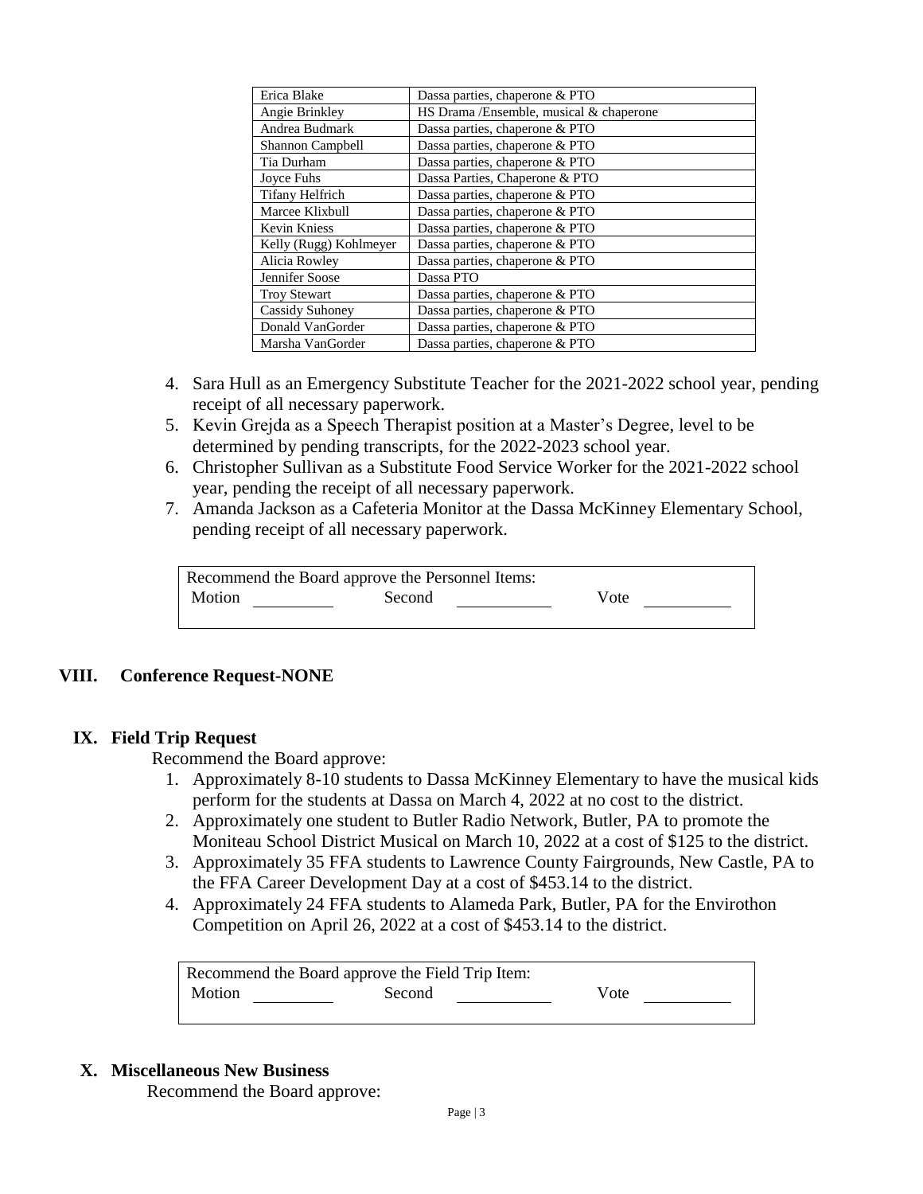| Erica Blake | Dassa parties, chaperone & PTO |
|---|---|
| Angie Brinkley | HS Drama /Ensemble, musical & chaperone |
| Andrea Budmark | Dassa parties, chaperone & PTO |
| Shannon Campbell | Dassa parties, chaperone & PTO |
| Tia Durham | Dassa parties, chaperone & PTO |
| Joyce Fuhs | Dassa Parties, Chaperone & PTO |
| Tifany Helfrich | Dassa parties, chaperone & PTO |
| Marcee Klixbull | Dassa parties, chaperone & PTO |
| Kevin Kniess | Dassa parties, chaperone & PTO |
| Kelly (Rugg) Kohlmeyer | Dassa parties, chaperone & PTO |
| Alicia Rowley | Dassa parties, chaperone & PTO |
| Jennifer Soose | Dassa PTO |
| Troy Stewart | Dassa parties, chaperone & PTO |
| Cassidy Suhoney | Dassa parties, chaperone & PTO |
| Donald VanGorder | Dassa parties, chaperone & PTO |
| Marsha VanGorder | Dassa parties, chaperone & PTO |

4. Sara Hull as an Emergency Substitute Teacher for the 2021-2022 school year, pending receipt of all necessary paperwork.
5. Kevin Grejda as a Speech Therapist position at a Master's Degree, level to be determined by pending transcripts, for the 2022-2023 school year.
6. Christopher Sullivan as a Substitute Food Service Worker for the 2021-2022 school year, pending the receipt of all necessary paperwork.
7. Amanda Jackson as a Cafeteria Monitor at the Dassa McKinney Elementary School, pending receipt of all necessary paperwork.

Recommend the Board approve the Personnel Items:
Motion ________ Second ________ Vote ________

## VIII. Conference Request-NONE

## IX. Field Trip Request

Recommend the Board approve:

1. Approximately 8-10 students to Dassa McKinney Elementary to have the musical kids perform for the students at Dassa on March 4, 2022 at no cost to the district.
2. Approximately one student to Butler Radio Network, Butler, PA to promote the Moniteau School District Musical on March 10, 2022 at a cost of $125 to the district.
3. Approximately 35 FFA students to Lawrence County Fairgrounds, New Castle, PA to the FFA Career Development Day at a cost of $453.14 to the district.
4. Approximately 24 FFA students to Alameda Park, Butler, PA for the Envirothon Competition on April 26, 2022 at a cost of $453.14 to the district.

Recommend the Board approve the Field Trip Item:
Motion ________ Second ________ Vote ________

## X. Miscellaneous New Business

Recommend the Board approve: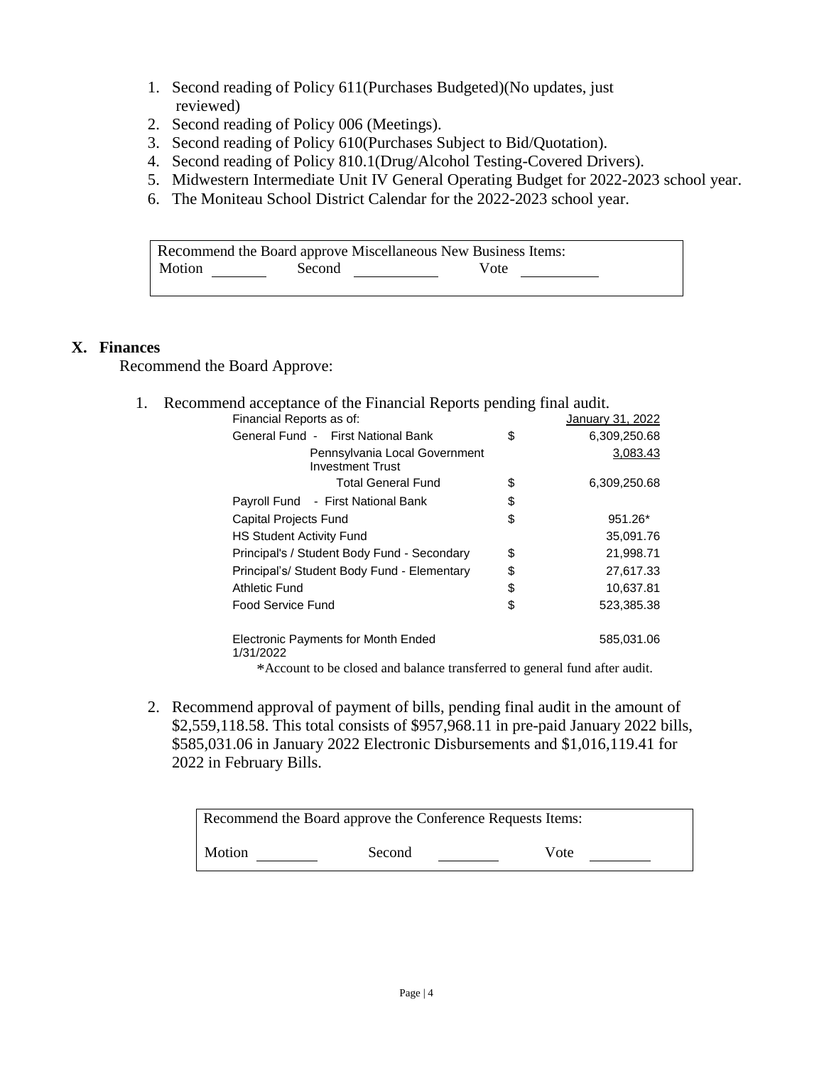1. Second reading of Policy 611(Purchases Budgeted)(No updates, just reviewed)
2. Second reading of Policy 006 (Meetings).
3. Second reading of Policy 610(Purchases Subject to Bid/Quotation).
4. Second reading of Policy 810.1(Drug/Alcohol Testing-Covered Drivers).
5. Midwestern Intermediate Unit IV General Operating Budget for 2022-2023 school year.
6. The Moniteau School District Calendar for the 2022-2023 school year.

| Recommend the Board approve Miscellaneous New Business Items: |
|---|
| Motion ________ Second ____________ Vote ___________ |

## X. Finances

Recommend the Board Approve:

1. Recommend acceptance of the Financial Reports pending final audit.

| Financial Reports as of: | | January 31, 2022 |
|---|---|---|
| General Fund - First National Bank | $ | 6,309,250.68 |
| Pennsylvania Local Government Investment Trust | | 3,083.43 |
| Total General Fund | $ | 6,309,250.68 |
| Payroll Fund - First National Bank | $ | |
| Capital Projects Fund | $ | 951.26* |
| HS Student Activity Fund | | 35,091.76 |
| Principal's / Student Body Fund - Secondary | $ | 21,998.71 |
| Principal's/ Student Body Fund - Elementary | $ | 27,617.33 |
| Athletic Fund | $ | 10,637.81 |
| Food Service Fund | $ | 523,385.38 |
| Electronic Payments for Month Ended 1/31/2022 | | 585,031.06 |

*Account to be closed and balance transferred to general fund after audit.

2. Recommend approval of payment of bills, pending final audit in the amount of $2,559,118.58. This total consists of $957,968.11 in pre-paid January 2022 bills, $585,031.06 in January 2022 Electronic Disbursements and $1,016,119.41 for 2022 in February Bills.

| Recommend the Board approve the Conference Requests Items: |
|---|
| Motion ________ Second ________ Vote ________ |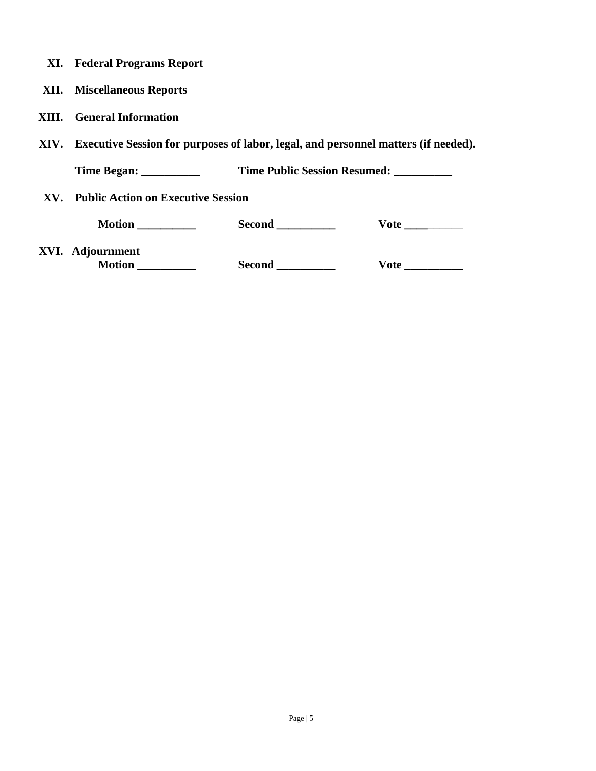**XI. Federal Programs Report**

**XII. Miscellaneous Reports**

**XIII. General Information**

**XIV. Executive Session for purposes of labor, legal, and personnel matters (if needed).**

**Time Began: __________ Time Public Session Resumed: __________**

**XV. Public Action on Executive Session**

**Motion __________ Second __________ Vote __________**

**XVI. Adjournment**

**Motion __________ Second __________ Vote __________**